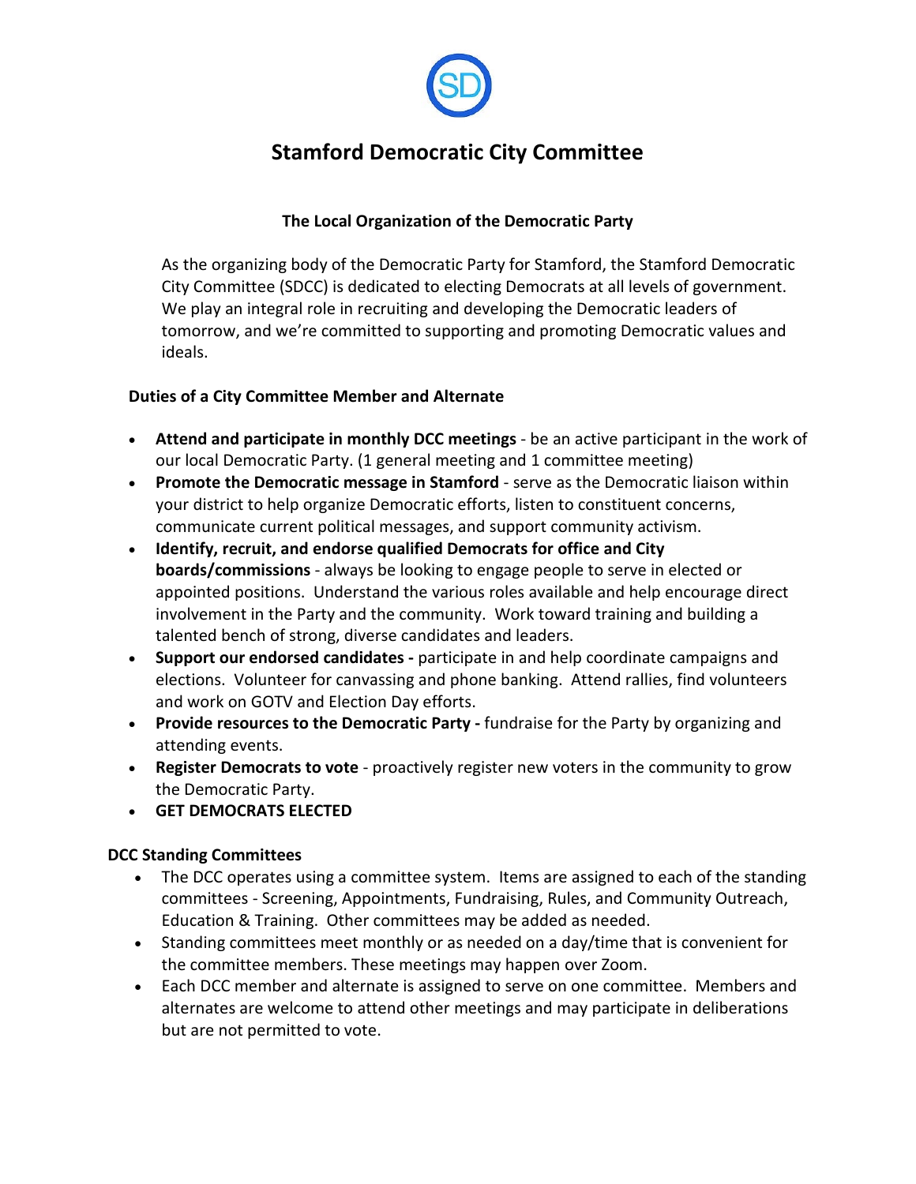# Stamford Democratic City Committee

### The Local Organization of the Democratic Party

As the organizing body of the Democratic Party for Stamford, the Stamford Democratic City Committee (SDCC) is dedicated to electing Democrats at all levels of government. We play an integral role in recruiting and developing the Democratic leaders of tomorrow, and we're committed to supporting and promoting Democratic values and ideals.

### Duties of a City Committee Member and Alternate

- **Attend and participate in monthly DCC meetings** - be an active participant in the work of our local Democratic Party. (1 general meeting and 1 committee meeting)
- **Promote the Democratic message in Stamford** - serve as the Democratic liaison within your district to help organize Democratic efforts, listen to constituent concerns, communicate current political messages, and support community activism.
- **Identify, recruit, and endorse qualified Democrats for office and City boards/commissions** - always be looking to engage people to serve in elected or appointed positions. Understand the various roles available and help encourage direct involvement in the Party and the community. Work toward training and building a talented bench of strong, diverse candidates and leaders.
- **Support our endorsed candidates -** participate in and help coordinate campaigns and elections. Volunteer for canvassing and phone banking. Attend rallies, find volunteers and work on GOTV and Election Day efforts.
- **Provide resources to the Democratic Party -** fundraise for the Party by organizing and attending events.
- **Register Democrats to vote** - proactively register new voters in the community to grow the Democratic Party.
- **GET DEMOCRATS ELECTED**

### DCC Standing Committees

- The DCC operates using a committee system. Items are assigned to each of the standing committees - Screening, Appointments, Fundraising, Rules, and Community Outreach, Education & Training. Other committees may be added as needed.
- Standing committees meet monthly or as needed on a day/time that is convenient for the committee members. These meetings may happen over Zoom.
- Each DCC member and alternate is assigned to serve on one committee. Members and alternates are welcome to attend other meetings and may participate in deliberations but are not permitted to vote.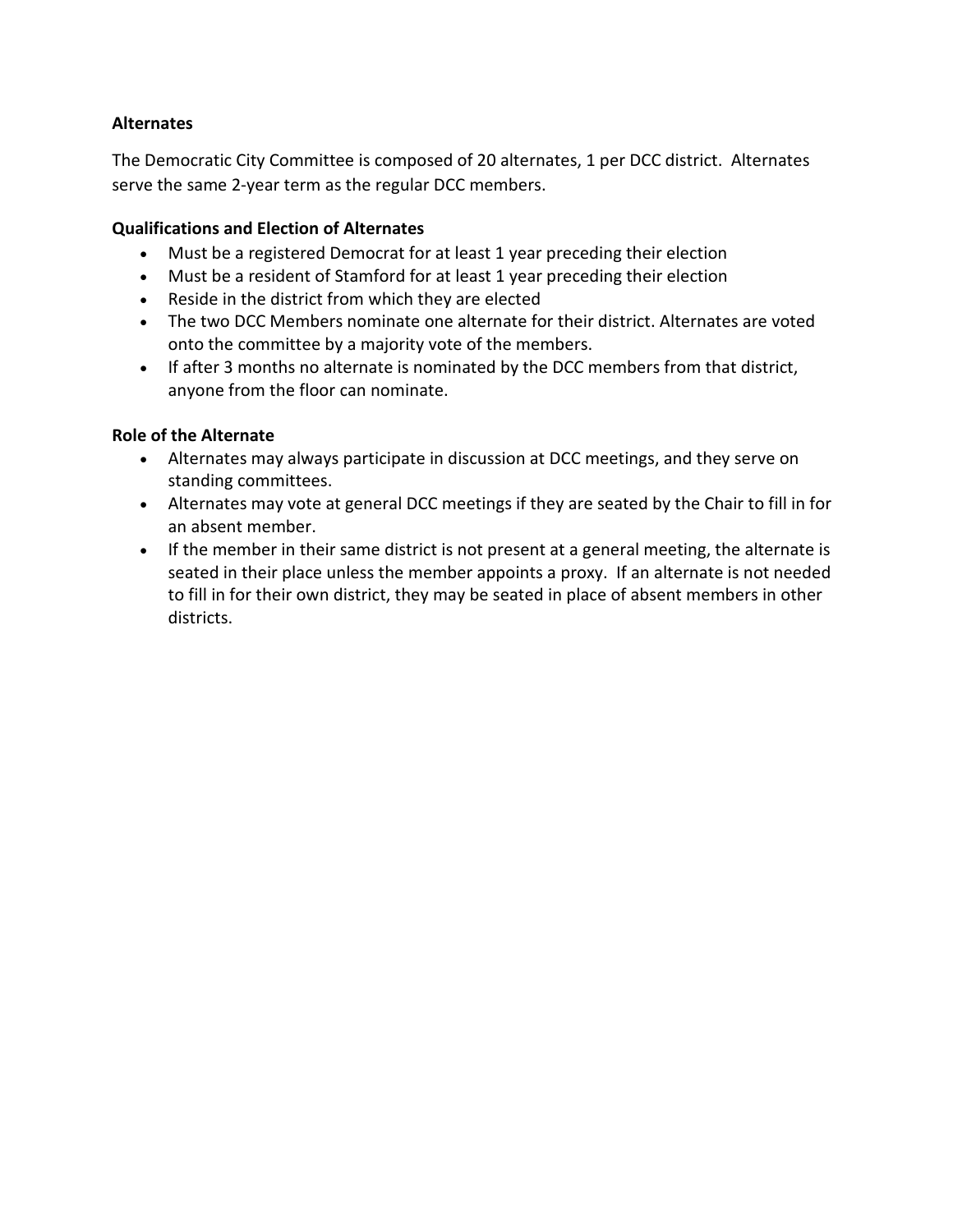**Alternates**

The Democratic City Committee is composed of 20 alternates, 1 per DCC district. Alternates serve the same 2-year term as the regular DCC members.

**Qualifications and Election of Alternates**

- Must be a registered Democrat for at least 1 year preceding their election
- Must be a resident of Stamford for at least 1 year preceding their election
- Reside in the district from which they are elected
- The two DCC Members nominate one alternate for their district. Alternates are voted onto the committee by a majority vote of the members.
- If after 3 months no alternate is nominated by the DCC members from that district, anyone from the floor can nominate.

**Role of the Alternate**

- Alternates may always participate in discussion at DCC meetings, and they serve on standing committees.
- Alternates may vote at general DCC meetings if they are seated by the Chair to fill in for an absent member.
- If the member in their same district is not present at a general meeting, the alternate is seated in their place unless the member appoints a proxy. If an alternate is not needed to fill in for their own district, they may be seated in place of absent members in other districts.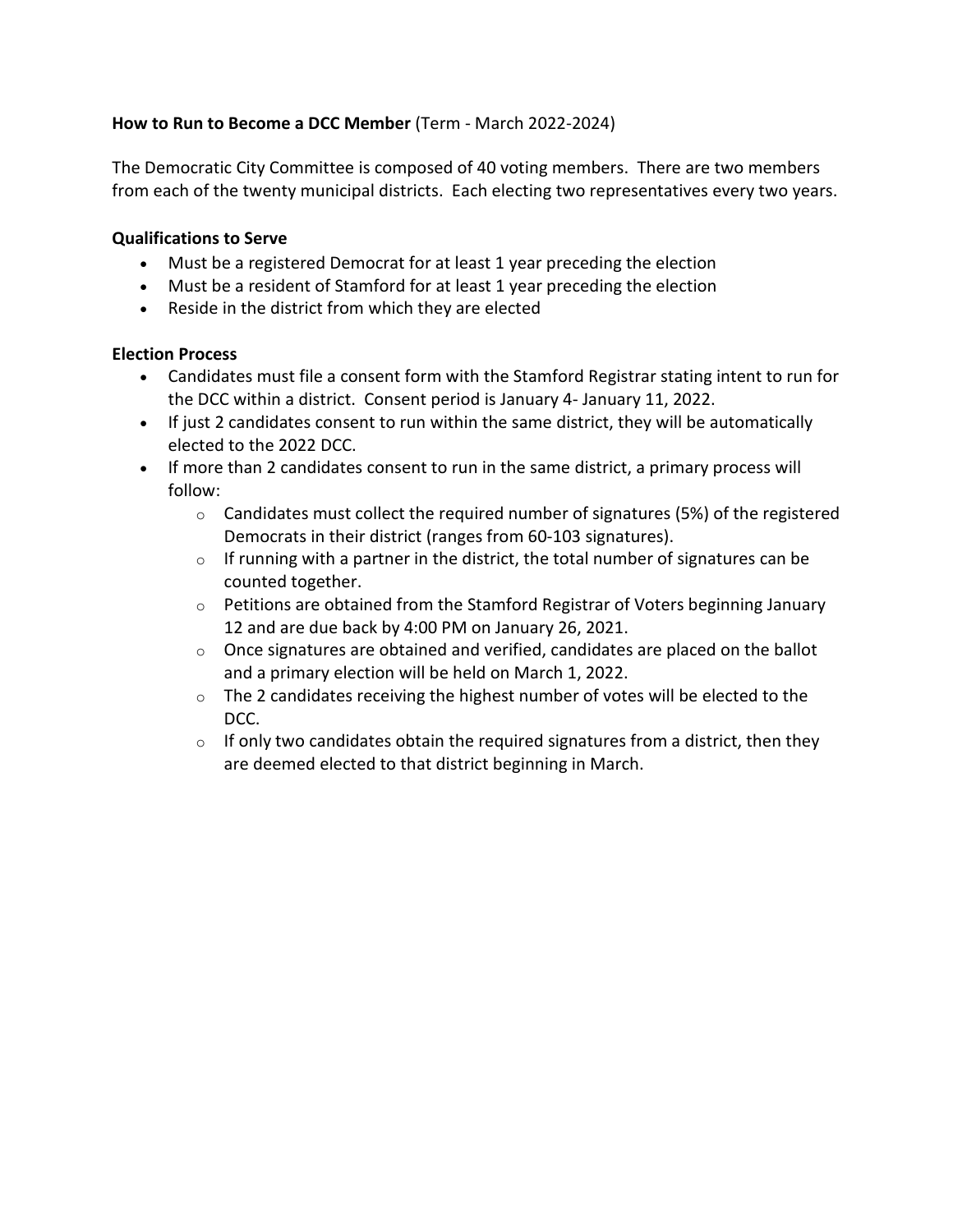**How to Run to Become a DCC Member** (Term - March 2022-2024)

The Democratic City Committee is composed of 40 voting members. There are two members from each of the twenty municipal districts. Each electing two representatives every two years.

**Qualifications to Serve**

- Must be a registered Democrat for at least 1 year preceding the election
- Must be a resident of Stamford for at least 1 year preceding the election
- Reside in the district from which they are elected

**Election Process**

- Candidates must file a consent form with the Stamford Registrar stating intent to run for the DCC within a district. Consent period is January 4- January 11, 2022.
- If just 2 candidates consent to run within the same district, they will be automatically elected to the 2022 DCC.
- If more than 2 candidates consent to run in the same district, a primary process will follow:
    - Candidates must collect the required number of signatures (5%) of the registered Democrats in their district (ranges from 60-103 signatures).
    - If running with a partner in the district, the total number of signatures can be counted together.
    - Petitions are obtained from the Stamford Registrar of Voters beginning January 12 and are due back by 4:00 PM on January 26, 2021.
    - Once signatures are obtained and verified, candidates are placed on the ballot and a primary election will be held on March 1, 2022.
    - The 2 candidates receiving the highest number of votes will be elected to the DCC.
    - If only two candidates obtain the required signatures from a district, then they are deemed elected to that district beginning in March.